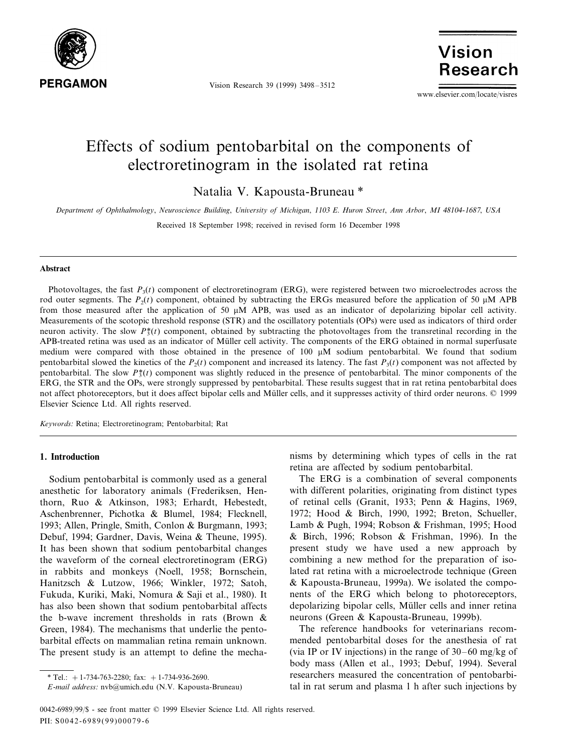# Effects of sodium pentobarbital on the components of electroretinogram in the isolated rat retina

Natalia V. Kapousta-Bruneau *

*Department of Ophthalmology, Neuroscience Building, University of Michigan, 1103 E. Huron Street, Ann Arbor, MI 48104-1687, USA*

Received 18 September 1998; received in revised form 16 December 1998

## Abstract

Photovoltages, the fast $P_3(t)$ component of electroretinogram (ERG), were registered between two microelectrodes across the rod outer segments. The $P_2(t)$ component, obtained by subtracting the ERGs measured before the application of 50 μM APB from those measured after the application of 50 μM APB, was used as an indicator of depolarizing bipolar cell activity. Measurements of the scotopic threshold response (STR) and the oscillatory potentials (OPs) were used as indicators of third order neuron activity. The slow $P_3^*(t)$ component, obtained by subtracting the photovoltages from the transretinal recording in the APB-treated retina was used as an indicator of Müller cell activity. The components of the ERG obtained in normal superfusate medium were compared with those obtained in the presence of 100 μM sodium pentobarbital. We found that sodium pentobarbital slowed the kinetics of the $P_2(t)$ component and increased its latency. The fast $P_3(t)$ component was not affected by pentobarbital. The slow $P_3^*(t)$ component was slightly reduced in the presence of pentobarbital. The minor components of the ERG, the STR and the OPs, were strongly suppressed by pentobarbital. These results suggest that in rat retina pentobarbital does not affect photoreceptors, but it does affect bipolar cells and Müller cells, and it suppresses activity of third order neurons. © 1999 Elsevier Science Ltd. All rights reserved.

*Keywords:* Retina; Electroretinogram; Pentobarbital; Rat

## 1. Introduction

Sodium pentobarbital is commonly used as a general anesthetic for laboratory animals (Frederiksen, Henthorn, Ruo & Atkinson, 1983; Erhardt, Hebestedt, Aschenbrenner, Pichotka & Blumel, 1984; Flecknell, 1993; Allen, Pringle, Smith, Conlon & Burgmann, 1993; Debuf, 1994; Gardner, Davis, Weina & Theune, 1995). It has been shown that sodium pentobarbital changes the waveform of the corneal electroretinogram (ERG) in rabbits and monkeys (Noell, 1958; Bornschein, Hanitzsch & Lutzow, 1966; Winkler, 1972; Satoh, Fukuda, Kuriki, Maki, Nomura & Saji et al., 1980). It has also been shown that sodium pentobarbital affects the b-wave increment thresholds in rats (Brown & Green, 1984). The mechanisms that underlie the pentobarbital effects on mammalian retina remain unknown. The present study is an attempt to define the mechanisms by determining which types of cells in the rat retina are affected by sodium pentobarbital.

The ERG is a combination of several components with different polarities, originating from distinct types of retinal cells (Granit, 1933; Penn & Hagins, 1969, 1972; Hood & Birch, 1990, 1992; Breton, Schueller, Lamb & Pugh, 1994; Robson & Frishman, 1995; Hood & Birch, 1996; Robson & Frishman, 1996). In the present study we have used a new approach by combining a new method for the preparation of isolated rat retina with a microelectrode technique (Green & Kapousta-Bruneau, 1999a). We isolated the components of the ERG which belong to photoreceptors, depolarizing bipolar cells, Müller cells and inner retina neurons (Green & Kapousta-Bruneau, 1999b).

The reference handbooks for veterinarians recommended pentobarbital doses for the anesthesia of rat (via IP or IV injections) in the range of 30–60 mg/kg of body mass (Allen et al., 1993; Debuf, 1994). Several researchers measured the concentration of pentobarbital in rat serum and plasma 1 h after such injections by

* Tel.: + 1-734-763-2280; fax: + 1-734-936-2690.
*E-mail address:* nvb@umich.edu (N.V. Kapousta-Bruneau)

0042-6989/99/$ - see front matter © 1999 Elsevier Science Ltd. All rights reserved.
PII: S0042-6989(99)00079-6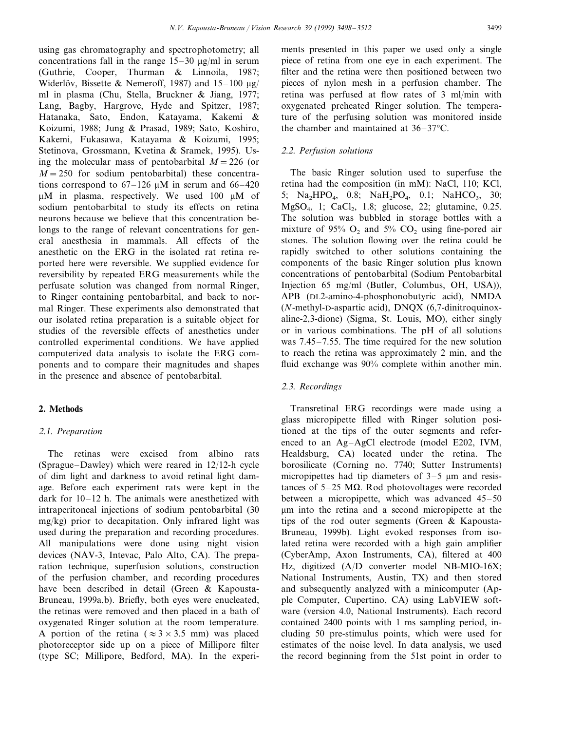using gas chromatography and spectrophotometry; all concentrations fall in the range 15–30 μg/ml in serum (Guthrie, Cooper, Thurman & Linnoila, 1987; Widerlöv, Bissette & Nemeroff, 1987) and 15–100 μg/ml in plasma (Chu, Stella, Bruckner & Jiang, 1977; Lang, Bagby, Hargrove, Hyde and Spitzer, 1987; Hatanaka, Sato, Endon, Katayama, Kakemi & Koizumi, 1988; Jung & Prasad, 1989; Sato, Koshiro, Kakemi, Fukasawa, Katayama & Koizumi, 1995; Stetinova, Grossmann, Kvetina & Sramek, 1995). Using the molecular mass of pentobarbital $M = 226$ (or $M = 250$ for sodium pentobarbital) these concentrations correspond to 67–126 μM in serum and 66–420 μM in plasma, respectively. We used 100 μM of sodium pentobarbital to study its effects on retina neurons because we believe that this concentration belongs to the range of relevant concentrations for general anesthesia in mammals. All effects of the anesthetic on the ERG in the isolated rat retina reported here were reversible. We supplied evidence for reversibility by repeated ERG measurements while the perfusate solution was changed from normal Ringer, to Ringer containing pentobarbital, and back to normal Ringer. These experiments also demonstrated that our isolated retina preparation is a suitable object for studies of the reversible effects of anesthetics under controlled experimental conditions. We have applied computerized data analysis to isolate the ERG components and to compare their magnitudes and shapes in the presence and absence of pentobarbital.

## 2. Methods

### 2.1. Preparation

The retinas were excised from albino rats (Sprague–Dawley) which were reared in 12/12-h cycle of dim light and darkness to avoid retinal light damage. Before each experiment rats were kept in the dark for 10–12 h. The animals were anesthetized with intraperitoneal injections of sodium pentobarbital (30 mg/kg) prior to decapitation. Only infrared light was used during the preparation and recording procedures. All manipulations were done using night vision devices (NAV-3, Intevac, Palo Alto, CA). The preparation technique, superfusion solutions, construction of the perfusion chamber, and recording procedures have been described in detail (Green & Kapousta-Bruneau, 1999a,b). Briefly, both eyes were enucleated, the retinas were removed and then placed in a bath of oxygenated Ringer solution at the room temperature. A portion of the retina ($\approx 3 \times 3.5$ mm) was placed photoreceptor side up on a piece of Millipore filter (type SC; Millipore, Bedford, MA). In the experiments presented in this paper we used only a single piece of retina from one eye in each experiment. The filter and the retina were then positioned between two pieces of nylon mesh in a perfusion chamber. The retina was perfused at flow rates of 3 ml/min with oxygenated preheated Ringer solution. The temperature of the perfusing solution was monitored inside the chamber and maintained at 36–37°C.

### 2.2. Perfusion solutions

The basic Ringer solution used to superfuse the retina had the composition (in mM): NaCl, 110; KCl, 5; $Na_2HPO_4$, 0.8; $NaH_2PO_4$, 0.1; $NaHCO_3$, 30; $MgSO_4$, 1; $CaCl_2$, 1.8; glucose, 22; glutamine, 0.25. The solution was bubbled in storage bottles with a mixture of 95% $O_2$ and 5% $CO_2$ using fine-pored air stones. The solution flowing over the retina could be rapidly switched to other solutions containing the components of the basic Ringer solution plus known concentrations of pentobarbital (Sodium Pentobarbital Injection 65 mg/ml (Butler, Columbus, OH, USA)), APB (DL2-amino-4-phosphonobutyric acid), NMDA (*N*-methyl-D-aspartic acid), DNQX (6,7-dinitroquinoxaline-2,3-dione) (Sigma, St. Louis, MO), either singly or in various combinations. The pH of all solutions was 7.45–7.55. The time required for the new solution to reach the retina was approximately 2 min, and the fluid exchange was 90% complete within another min.

### 2.3. Recordings

Transretinal ERG recordings were made using a glass micropipette filled with Ringer solution positioned at the tips of the outer segments and referenced to an Ag–AgCl electrode (model E202, IVM, Healdsburg, CA) located under the retina. The borosilicate (Corning no. 7740; Sutter Instruments) micropipettes had tip diameters of 3–5 μm and resistances of 5–25 MΩ. Rod photovoltages were recorded between a micropipette, which was advanced 45–50 μm into the retina and a second micropipette at the tips of the rod outer segments (Green & Kapousta-Bruneau, 1999b). Light evoked responses from isolated retina were recorded with a high gain amplifier (CyberAmp, Axon Instruments, CA), filtered at 400 Hz, digitized (A/D converter model NB-MIO-16X; National Instruments, Austin, TX) and then stored and subsequently analyzed with a minicomputer (Apple Computer, Cupertino, CA) using LabVIEW software (version 4.0, National Instruments). Each record contained 2400 points with 1 ms sampling period, including 50 pre-stimulus points, which were used for estimates of the noise level. In data analysis, we used the record beginning from the 51st point in order to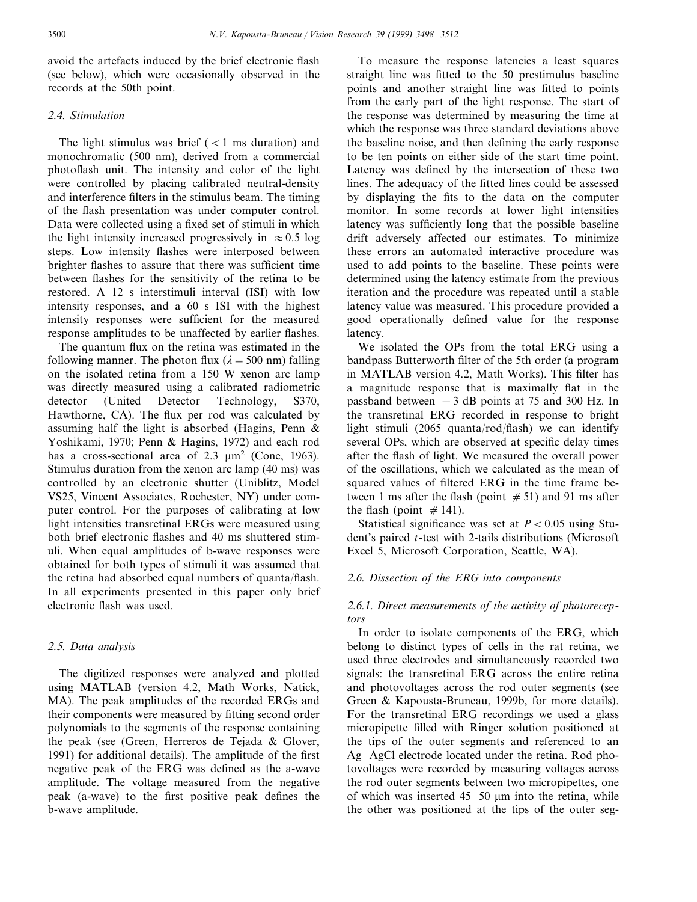avoid the artefacts induced by the brief electronic flash (see below), which were occasionally observed in the records at the 50th point.

### 2.4. Stimulation

The light stimulus was brief ( $< 1$ ms duration) and monochromatic (500 nm), derived from a commercial photoflash unit. The intensity and color of the light were controlled by placing calibrated neutral-density and interference filters in the stimulus beam. The timing of the flash presentation was under computer control. Data were collected using a fixed set of stimuli in which the light intensity increased progressively in $\approx 0.5$ log steps. Low intensity flashes were interposed between brighter flashes to assure that there was sufficient time between flashes for the sensitivity of the retina to be restored. A 12 s interstimuli interval (ISI) with low intensity responses, and a 60 s ISI with the highest intensity responses were sufficient for the measured response amplitudes to be unaffected by earlier flashes.

The quantum flux on the retina was estimated in the following manner. The photon flux ($\lambda = 500$ nm) falling on the isolated retina from a 150 W xenon arc lamp was directly measured using a calibrated radiometric detector (United Detector Technology, S370, Hawthorne, CA). The flux per rod was calculated by assuming half the light is absorbed (Hagins, Penn & Yoshikami, 1970; Penn & Hagins, 1972) and each rod has a cross-sectional area of 2.3 $\mu m^2$ (Cone, 1963). Stimulus duration from the xenon arc lamp (40 ms) was controlled by an electronic shutter (Uniblitz, Model VS25, Vincent Associates, Rochester, NY) under computer control. For the purposes of calibrating at low light intensities transretinal ERGs were measured using both brief electronic flashes and 40 ms shuttered stimuli. When equal amplitudes of b-wave responses were obtained for both types of stimuli it was assumed that the retina had absorbed equal numbers of quanta/flash. In all experiments presented in this paper only brief electronic flash was used.

### 2.5. Data analysis

The digitized responses were analyzed and plotted using MATLAB (version 4.2, Math Works, Natick, MA). The peak amplitudes of the recorded ERGs and their components were measured by fitting second order polynomials to the segments of the response containing the peak (see (Green, Herreros de Tejada & Glover, 1991) for additional details). The amplitude of the first negative peak of the ERG was defined as the a-wave amplitude. The voltage measured from the negative peak (a-wave) to the first positive peak defines the b-wave amplitude.

To measure the response latencies a least squares straight line was fitted to the 50 prestimulus baseline points and another straight line was fitted to points from the early part of the light response. The start of the response was determined by measuring the time at which the response was three standard deviations above the baseline noise, and then defining the early response to be ten points on either side of the start time point. Latency was defined by the intersection of these two lines. The adequacy of the fitted lines could be assessed by displaying the fits to the data on the computer monitor. In some records at lower light intensities latency was sufficiently long that the possible baseline drift adversely affected our estimates. To minimize these errors an automated interactive procedure was used to add points to the baseline. These points were determined using the latency estimate from the previous iteration and the procedure was repeated until a stable latency value was measured. This procedure provided a good operationally defined value for the response latency.

We isolated the OPs from the total ERG using a bandpass Butterworth filter of the 5th order (a program in MATLAB version 4.2, Math Works). This filter has a magnitude response that is maximally flat in the passband between $-3$ dB points at 75 and 300 Hz. In the transretinal ERG recorded in response to bright light stimuli (2065 quanta/rod/flash) we can identify several OPs, which are observed at specific delay times after the flash of light. We measured the overall power of the oscillations, which we calculated as the mean of squared values of filtered ERG in the time frame between 1 ms after the flash (point #51) and 91 ms after the flash (point #141).

Statistical significance was set at $P < 0.05$ using Student's paired $t$-test with 2-tails distributions (Microsoft Excel 5, Microsoft Corporation, Seattle, WA).

### 2.6. Dissection of the ERG into components

#### 2.6.1. Direct measurements of the activity of photoreceptors

In order to isolate components of the ERG, which belong to distinct types of cells in the rat retina, we used three electrodes and simultaneously recorded two signals: the transretinal ERG across the entire retina and photovoltages across the rod outer segments (see Green & Kapousta-Bruneau, 1999b, for more details). For the transretinal ERG recordings we used a glass micropipette filled with Ringer solution positioned at the tips of the outer segments and referenced to an Ag–AgCl electrode located under the retina. Rod photovoltages were recorded by measuring voltages across the rod outer segments between two micropipettes, one of which was inserted 45–50 μm into the retina, while the other was positioned at the tips of the outer seg-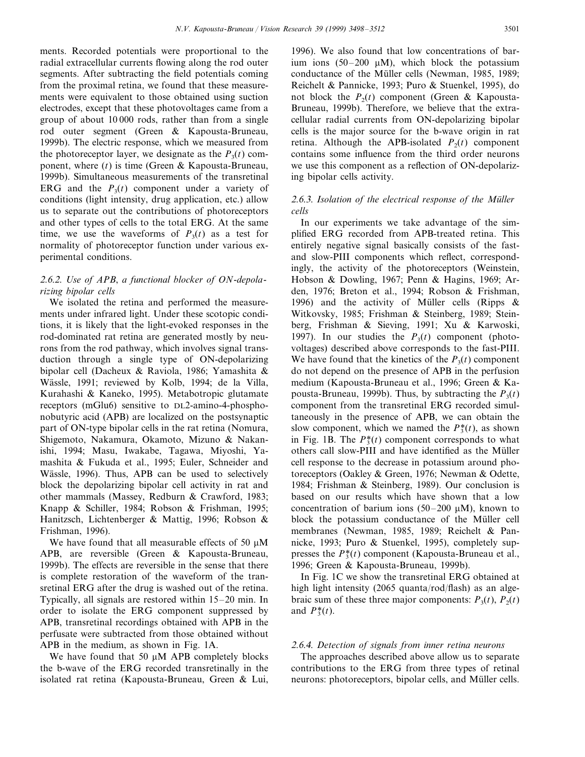ments. Recorded potentials were proportional to the radial extracellular currents flowing along the rod outer segments. After subtracting the field potentials coming from the proximal retina, we found that these measurements were equivalent to those obtained using suction electrodes, except that these photovoltages came from a group of about 10 000 rods, rather than from a single rod outer segment (Green & Kapousta-Bruneau, 1999b). The electric response, which we measured from the photoreceptor layer, we designate as the $P_3(t)$ component, where $(t)$ is time (Green & Kapousta-Bruneau, 1999b). Simultaneous measurements of the transretinal ERG and the $P_3(t)$ component under a variety of conditions (light intensity, drug application, etc.) allow us to separate out the contributions of photoreceptors and other types of cells to the total ERG. At the same time, we use the waveforms of $P_3(t)$ as a test for normality of photoreceptor function under various experimental conditions.

#### 2.6.2. Use of APB, a functional blocker of ON-depolarizing bipolar cells

We isolated the retina and performed the measurements under infrared light. Under these scotopic conditions, it is likely that the light-evoked responses in the rod-dominated rat retina are generated mostly by neurons from the rod pathway, which involves signal transduction through a single type of ON-depolarizing bipolar cell (Dacheux & Raviola, 1986; Yamashita & Wässle, 1991; reviewed by Kolb, 1994; de la Villa, Kurahashi & Kaneko, 1995). Metabotropic glutamate receptors (mGlu6) sensitive to DL2-amino-4-phosphonobutyric acid (APB) are localized on the postsynaptic part of ON-type bipolar cells in the rat retina (Nomura, Shigemoto, Nakamura, Okamoto, Mizuno & Nakanishi, 1994; Masu, Iwakabe, Tagawa, Miyoshi, Yamashita & Fukuda et al., 1995; Euler, Schneider and Wässle, 1996). Thus, APB can be used to selectively block the depolarizing bipolar cell activity in rat and other mammals (Massey, Redburn & Crawford, 1983; Knapp & Schiller, 1984; Robson & Frishman, 1995; Hanitzsch, Lichtenberger & Mattig, 1996; Robson & Frishman, 1996).

We have found that all measurable effects of 50 μM APB, are reversible (Green & Kapousta-Bruneau, 1999b). The effects are reversible in the sense that there is complete restoration of the waveform of the transretinal ERG after the drug is washed out of the retina. Typically, all signals are restored within 15–20 min. In order to isolate the ERG component suppressed by APB, transretinal recordings obtained with APB in the perfusate were subtracted from those obtained without APB in the medium, as shown in Fig. 1A.

We have found that 50 μM APB completely blocks the b-wave of the ERG recorded transretinally in the isolated rat retina (Kapousta-Bruneau, Green & Lui, 1996). We also found that low concentrations of barium ions (50–200 μM), which block the potassium conductance of the Müller cells (Newman, 1985, 1989; Reichelt & Pannicke, 1993; Puro & Stuenkel, 1995), do not block the $P_2(t)$ component (Green & Kapousta-Bruneau, 1999b). Therefore, we believe that the extracellular radial currents from ON-depolarizing bipolar cells is the major source for the b-wave origin in rat retina. Although the APB-isolated $P_2(t)$ component contains some influence from the third order neurons we use this component as a reflection of ON-depolarizing bipolar cells activity.

#### 2.6.3. Isolation of the electrical response of the Müller cells

In our experiments we take advantage of the simplified ERG recorded from APB-treated retina. This entirely negative signal basically consists of the fast- and slow-PIII components which reflect, correspondingly, the activity of the photoreceptors (Weinstein, Hobson & Dowling, 1967; Penn & Hagins, 1969; Arden, 1976; Breton et al., 1994; Robson & Frishman, 1996) and the activity of Müller cells (Ripps & Witkovsky, 1985; Frishman & Steinberg, 1989; Steinberg, Frishman & Sieving, 1991; Xu & Karwoski, 1997). In our studies the $P_3(t)$ component (photovoltages) described above corresponds to the fast-PIII. We have found that the kinetics of the $P_3(t)$ component do not depend on the presence of APB in the perfusion medium (Kapousta-Bruneau et al., 1996; Green & Kapousta-Bruneau, 1999b). Thus, by subtracting the $P_3(t)$ component from the transretinal ERG recorded simultaneously in the presence of APB, we can obtain the slow component, which we named the $P_3^*(t)$, as shown in Fig. 1B. The $P_3^*(t)$ component corresponds to what others call slow-PIII and have identified as the Müller cell response to the decrease in potassium around photoreceptors (Oakley & Green, 1976; Newman & Odette, 1984; Frishman & Steinberg, 1989). Our conclusion is based on our results which have shown that a low concentration of barium ions (50–200 μM), known to block the potassium conductance of the Müller cell membranes (Newman, 1985, 1989; Reichelt & Pannicke, 1993; Puro & Stuenkel, 1995), completely suppresses the $P_3^*(t)$ component (Kapousta-Bruneau et al., 1996; Green & Kapousta-Bruneau, 1999b).

In Fig. 1C we show the transretinal ERG obtained at high light intensity (2065 quanta/rod/flash) as an algebraic sum of these three major components: $P_3(t)$, $P_2(t)$ and $P_3^*(t)$.

#### 2.6.4. Detection of signals from inner retina neurons

The approaches described above allow us to separate contributions to the ERG from three types of retinal neurons: photoreceptors, bipolar cells, and Müller cells.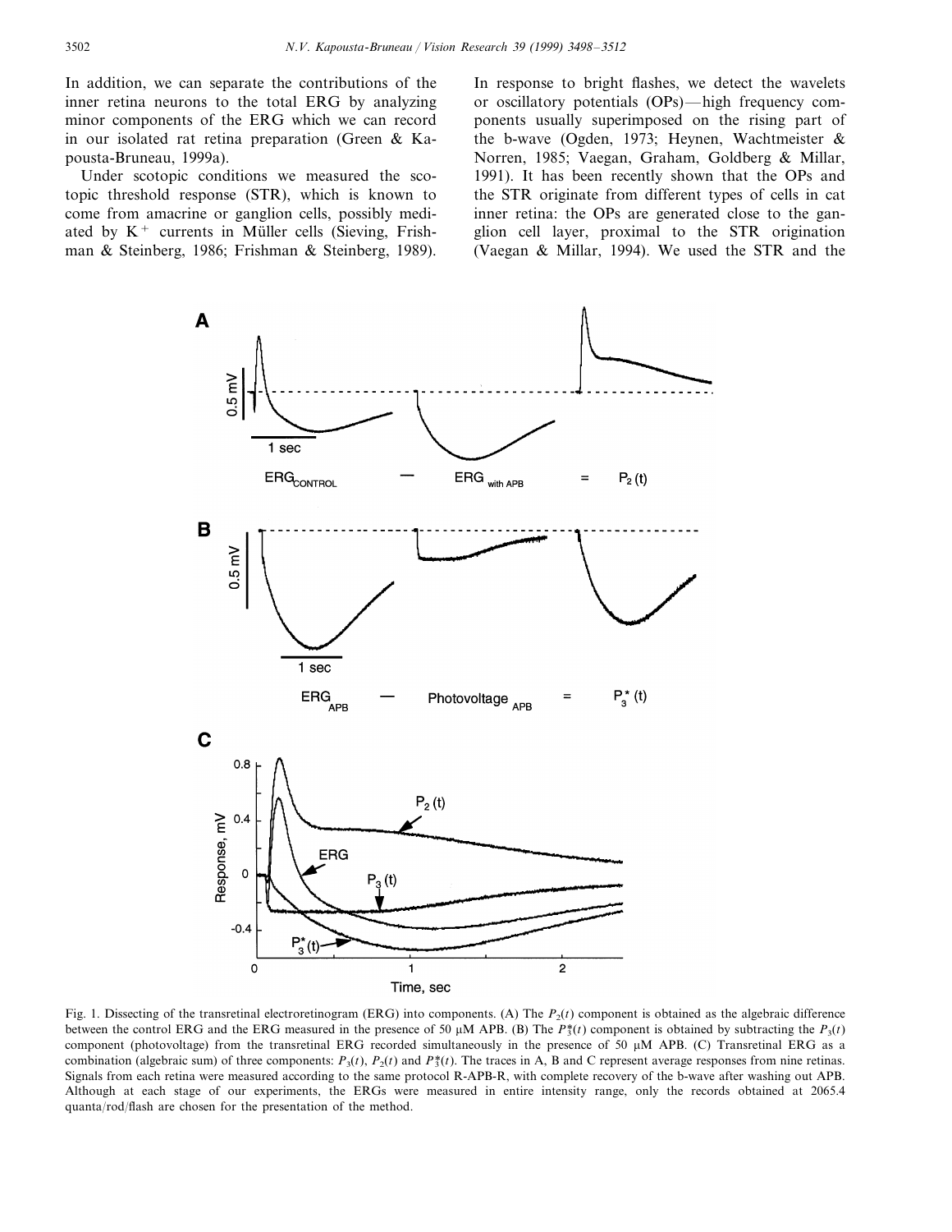In addition, we can separate the contributions of the inner retina neurons to the total ERG by analyzing minor components of the ERG which we can record in our isolated rat retina preparation (Green & Kapousta-Bruneau, 1999a).

Under scotopic conditions we measured the scotopic threshold response (STR), which is known to come from amacrine or ganglion cells, possibly mediated by $K^+$ currents in Müller cells (Sieving, Frishman & Steinberg, 1986; Frishman & Steinberg, 1989). In response to bright flashes, we detect the wavelets or oscillatory potentials (OPs)—high frequency components usually superimposed on the rising part of the b-wave (Ogden, 1973; Heynen, Wachtmeister & Norren, 1985; Vaegan, Graham, Goldberg & Millar, 1991). It has been recently shown that the OPs and the STR originate from different types of cells in cat inner retina: the OPs are generated close to the ganglion cell layer, proximal to the STR origination (Vaegan & Millar, 1994). We used the STR and the

Fig. 1. Dissecting of the transretinal electroretinogram (ERG) into components. (A) The $P_2(t)$ component is obtained as the algebraic difference between the control ERG and the ERG measured in the presence of 50 μM APB. (B) The $P_3^*(t)$ component is obtained by subtracting the $P_3(t)$ component (photovoltage) from the transretinal ERG recorded simultaneously in the presence of 50 μM APB. (C) Transretinal ERG as a combination (algebraic sum) of three components: $P_3(t)$, $P_2(t)$ and $P_3^*(t)$. The traces in A, B and C represent average responses from nine retinas. Signals from each retina were measured according to the same protocol R-APB-R, with complete recovery of the b-wave after washing out APB. Although at each stage of our experiments, the ERGs were measured in entire intensity range, only the records obtained at 2065.4 quanta/rod/flash are chosen for the presentation of the method.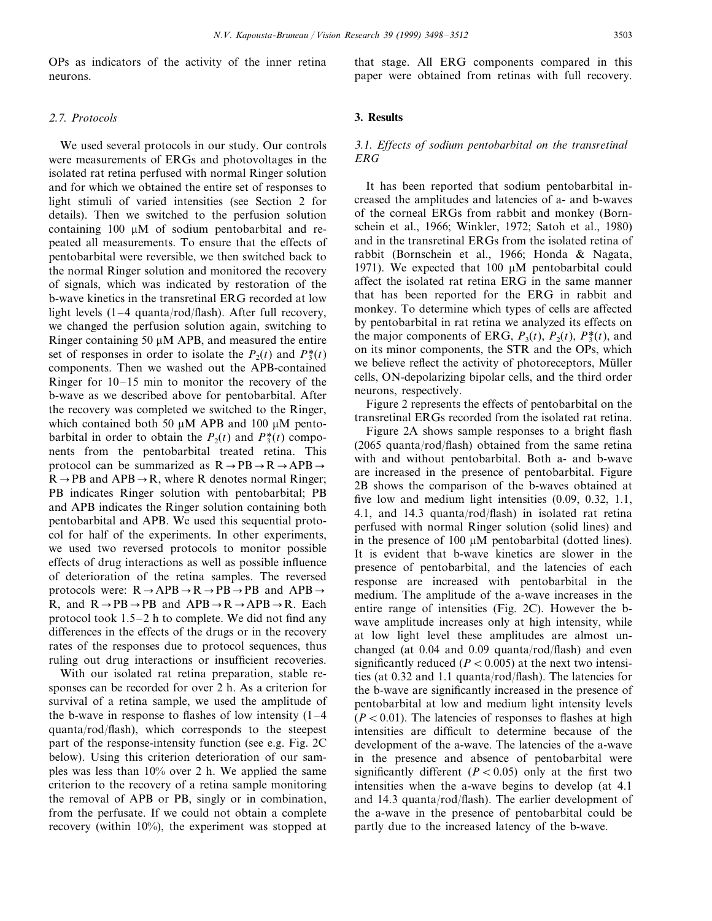OPs as indicators of the activity of the inner retina neurons.

### 2.7. Protocols

We used several protocols in our study. Our controls were measurements of ERGs and photovoltages in the isolated rat retina perfused with normal Ringer solution and for which we obtained the entire set of responses to light stimuli of varied intensities (see Section 2 for details). Then we switched to the perfusion solution containing 100 μM of sodium pentobarbital and repeated all measurements. To ensure that the effects of pentobarbital were reversible, we then switched back to the normal Ringer solution and monitored the recovery of signals, which was indicated by restoration of the b-wave kinetics in the transretinal ERG recorded at low light levels (1–4 quanta/rod/flash). After full recovery, we changed the perfusion solution again, switching to Ringer containing 50 μM APB, and measured the entire set of responses in order to isolate the $P_2(t)$ and $P_3^*(t)$ components. Then we washed out the APB-contained Ringer for 10–15 min to monitor the recovery of the b-wave as we described above for pentobarbital. After the recovery was completed we switched to the Ringer, which contained both 50 μM APB and 100 μM pentobarbital in order to obtain the $P_2(t)$ and $P_3^*(t)$ components from the pentobarbital treated retina. This protocol can be summarized as $R \rightarrow PB \rightarrow R \rightarrow APB \rightarrow R \rightarrow PB$ and $APB \rightarrow R$, where R denotes normal Ringer; PB indicates Ringer solution with pentobarbital; PB and APB indicates the Ringer solution containing both pentobarbital and APB. We used this sequential protocol for half of the experiments. In other experiments, we used two reversed protocols to monitor possible effects of drug interactions as well as possible influence of deterioration of the retina samples. The reversed protocols were: $R \rightarrow APB \rightarrow R \rightarrow PB \rightarrow PB$ and $APB \rightarrow R$, and $R \rightarrow PB \rightarrow PB$ and $APB \rightarrow R \rightarrow APB \rightarrow R$. Each protocol took 1.5–2 h to complete. We did not find any differences in the effects of the drugs or in the recovery rates of the responses due to protocol sequences, thus ruling out drug interactions or insufficient recoveries.

With our isolated rat retina preparation, stable responses can be recorded for over 2 h. As a criterion for survival of a retina sample, we used the amplitude of the b-wave in response to flashes of low intensity (1–4 quanta/rod/flash), which corresponds to the steepest part of the response-intensity function (see e.g. Fig. 2C below). Using this criterion deterioration of our samples was less than 10% over 2 h. We applied the same criterion to the recovery of a retina sample monitoring the removal of APB or PB, singly or in combination, from the perfusate. If we could not obtain a complete recovery (within 10%), the experiment was stopped at that stage. All ERG components compared in this paper were obtained from retinas with full recovery.

## 3. Results

### 3.1. Effects of sodium pentobarbital on the transretinal ERG

It has been reported that sodium pentobarbital increased the amplitudes and latencies of a- and b-waves of the corneal ERGs from rabbit and monkey (Bornschein et al., 1966; Winkler, 1972; Satoh et al., 1980) and in the transretinal ERGs from the isolated retina of rabbit (Bornschein et al., 1966; Honda & Nagata, 1971). We expected that 100 μM pentobarbital could affect the isolated rat retina ERG in the same manner that has been reported for the ERG in rabbit and monkey. To determine which types of cells are affected by pentobarbital in rat retina we analyzed its effects on the major components of ERG, $P_3(t)$, $P_2(t)$, $P_3^*(t)$, and on its minor components, the STR and the OPs, which we believe reflect the activity of photoreceptors, Müller cells, ON-depolarizing bipolar cells, and the third order neurons, respectively.

Figure 2 represents the effects of pentobarbital on the transretinal ERGs recorded from the isolated rat retina.

Figure 2A shows sample responses to a bright flash (2065 quanta/rod/flash) obtained from the same retina with and without pentobarbital. Both a- and b-wave are increased in the presence of pentobarbital. Figure 2B shows the comparison of the b-waves obtained at five low and medium light intensities (0.09, 0.32, 1.1, 4.1, and 14.3 quanta/rod/flash) in isolated rat retina perfused with normal Ringer solution (solid lines) and in the presence of 100 μM pentobarbital (dotted lines). It is evident that b-wave kinetics are slower in the presence of pentobarbital, and the latencies of each response are increased with pentobarbital in the medium. The amplitude of the a-wave increases in the entire range of intensities (Fig. 2C). However the b-wave amplitude increases only at high intensity, while at low light level these amplitudes are almost unchanged (at 0.04 and 0.09 quanta/rod/flash) and even significantly reduced ($P < 0.005$) at the next two intensities (at 0.32 and 1.1 quanta/rod/flash). The latencies for the b-wave are significantly increased in the presence of pentobarbital at low and medium light intensity levels ($P < 0.01$). The latencies of responses to flashes at high intensities are difficult to determine because of the development of the a-wave. The latencies of the a-wave in the presence and absence of pentobarbital were significantly different ($P < 0.05$) only at the first two intensities when the a-wave begins to develop (at 4.1 and 14.3 quanta/rod/flash). The earlier development of the a-wave in the presence of pentobarbital could be partly due to the increased latency of the b-wave.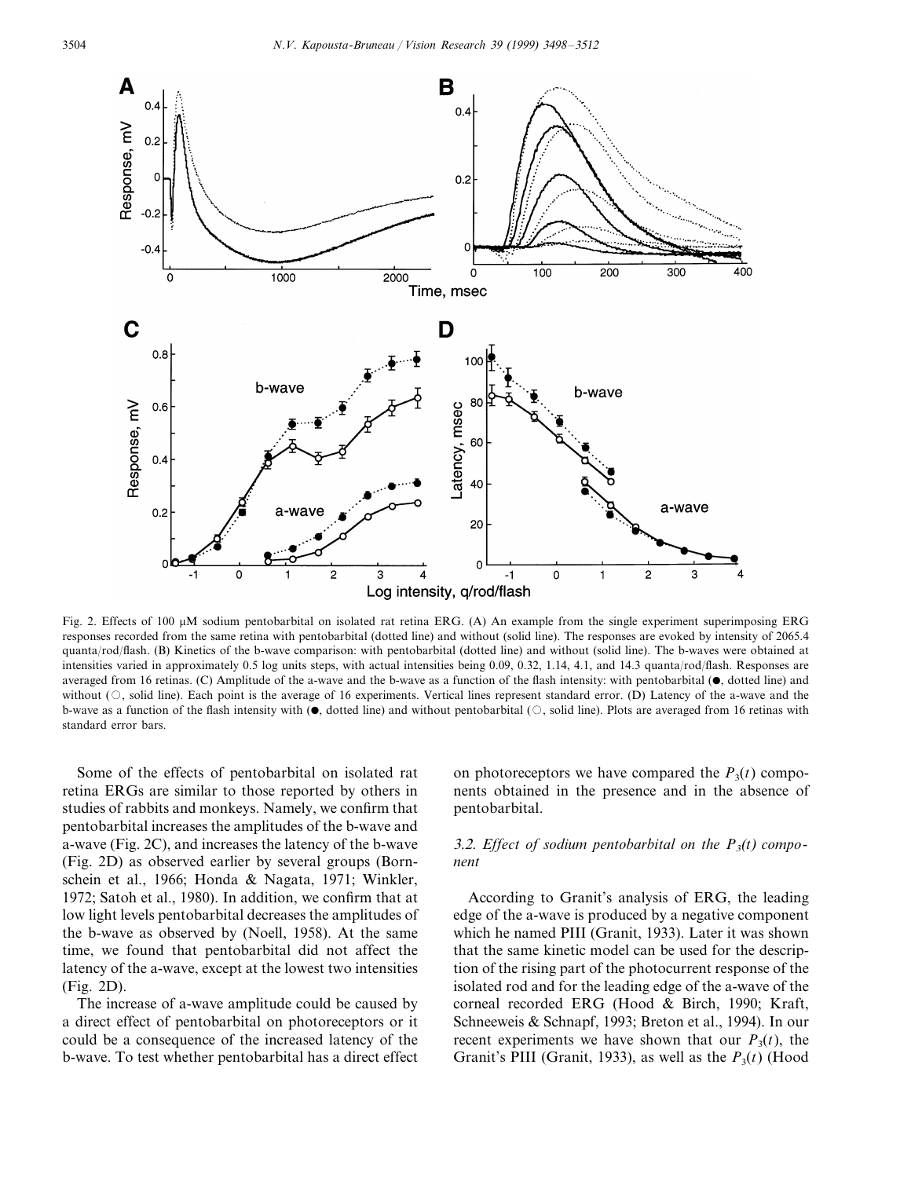Fig. 2. Effects of 100 μM sodium pentobarbital on isolated rat retina ERG. (A) An example from the single experiment superimposing ERG responses recorded from the same retina with pentobarbital (dotted line) and without (solid line). The responses are evoked by intensity of 2065.4 quanta/rod/flash. (B) Kinetics of the b-wave comparison: with pentobarbital (dotted line) and without (solid line). The b-waves were obtained at intensities varied in approximately 0.5 log units steps, with actual intensities being 0.09, 0.32, 1.14, 4.1, and 14.3 quanta/rod/flash. Responses are averaged from 16 retinas. (C) Amplitude of the a-wave and the b-wave as a function of the flash intensity: with pentobarbital (●, dotted line) and without (○, solid line). Each point is the average of 16 experiments. Vertical lines represent standard error. (D) Latency of the a-wave and the b-wave as a function of the flash intensity with (●, dotted line) and without pentobarbital (○, solid line). Plots are averaged from 16 retinas with standard error bars.

Some of the effects of pentobarbital on isolated rat retina ERGs are similar to those reported by others in studies of rabbits and monkeys. Namely, we confirm that pentobarbital increases the amplitudes of the b-wave and a-wave (Fig. 2C), and increases the latency of the b-wave (Fig. 2D) as observed earlier by several groups (Bornschein et al., 1966; Honda & Nagata, 1971; Winkler, 1972; Satoh et al., 1980). In addition, we confirm that at low light levels pentobarbital decreases the amplitudes of the b-wave as observed by (Noell, 1958). At the same time, we found that pentobarbital did not affect the latency of the a-wave, except at the lowest two intensities (Fig. 2D).

The increase of a-wave amplitude could be caused by a direct effect of pentobarbital on photoreceptors or it could be a consequence of the increased latency of the b-wave. To test whether pentobarbital has a direct effect on photoreceptors we have compared the $P_3(t)$ components obtained in the presence and in the absence of pentobarbital.

### 3.2. Effect of sodium pentobarbital on the $P_3(t)$ component

According to Granit's analysis of ERG, the leading edge of the a-wave is produced by a negative component which he named PIII (Granit, 1933). Later it was shown that the same kinetic model can be used for the description of the rising part of the photocurrent response of the isolated rod and for the leading edge of the a-wave of the corneal recorded ERG (Hood & Birch, 1990; Kraft, Schneeweis & Schnapf, 1993; Breton et al., 1994). In our recent experiments we have shown that our $P_3(t)$, the Granit's PIII (Granit, 1933), as well as the $P_3(t)$ (Hood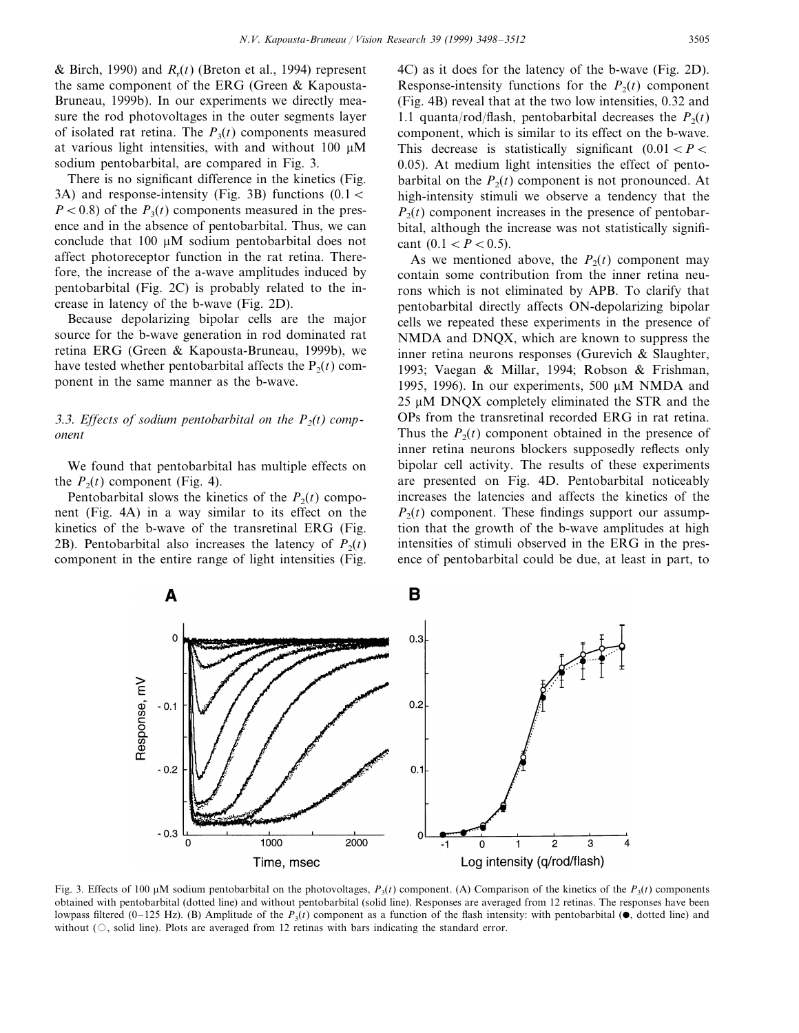& Birch, 1990) and $R_r(t)$ (Breton et al., 1994) represent the same component of the ERG (Green & Kapousta-Bruneau, 1999b). In our experiments we directly measure the rod photovoltages in the outer segments layer of isolated rat retina. The $P_3(t)$ components measured at various light intensities, with and without 100 μM sodium pentobarbital, are compared in Fig. 3.

There is no significant difference in the kinetics (Fig. 3A) and response-intensity (Fig. 3B) functions ($0.1 < P < 0.8$) of the $P_3(t)$ components measured in the presence and in the absence of pentobarbital. Thus, we can conclude that 100 μM sodium pentobarbital does not affect photoreceptor function in the rat retina. Therefore, the increase of the a-wave amplitudes induced by pentobarbital (Fig. 2C) is probably related to the increase in latency of the b-wave (Fig. 2D).

Because depolarizing bipolar cells are the major source for the b-wave generation in rod dominated rat retina ERG (Green & Kapousta-Bruneau, 1999b), we have tested whether pentobarbital affects the $P_2(t)$ component in the same manner as the b-wave.

### 3.3. Effects of sodium pentobarbital on the $P_2(t)$ component

We found that pentobarbital has multiple effects on the $P_2(t)$ component (Fig. 4).

Pentobarbital slows the kinetics of the $P_2(t)$ component (Fig. 4A) in a way similar to its effect on the kinetics of the b-wave of the transretinal ERG (Fig. 2B). Pentobarbital also increases the latency of $P_2(t)$ component in the entire range of light intensities (Fig. 4C) as it does for the latency of the b-wave (Fig. 2D). Response-intensity functions for the $P_2(t)$ component (Fig. 4B) reveal that at the two low intensities, 0.32 and 1.1 quanta/rod/flash, pentobarbital decreases the $P_2(t)$ component, which is similar to its effect on the b-wave. This decrease is statistically significant ($0.01 < P < 0.05$). At medium light intensities the effect of pentobarbital on the $P_2(t)$ component is not pronounced. At high-intensity stimuli we observe a tendency that the $P_2(t)$ component increases in the presence of pentobarbital, although the increase was not statistically significant ($0.1 < P < 0.5$).

As we mentioned above, the $P_2(t)$ component may contain some contribution from the inner retina neurons which is not eliminated by APB. To clarify that pentobarbital directly affects ON-depolarizing bipolar cells we repeated these experiments in the presence of NMDA and DNQX, which are known to suppress the inner retina neurons responses (Gurevich & Slaughter, 1993; Vaegan & Millar, 1994; Robson & Frishman, 1995, 1996). In our experiments, 500 μM NMDA and 25 μM DNQX completely eliminated the STR and the OPs from the transretinal recorded ERG in rat retina. Thus the $P_2(t)$ component obtained in the presence of inner retina neurons blockers supposedly reflects only bipolar cell activity. The results of these experiments are presented on Fig. 4D. Pentobarbital noticeably increases the latencies and affects the kinetics of the $P_2(t)$ component. These findings support our assumption that the growth of the b-wave amplitudes at high intensities of stimuli observed in the ERG in the presence of pentobarbital could be due, at least in part, to

Fig. 3. Effects of 100 μM sodium pentobarbital on the photovoltages, $P_3(t)$ component. (A) Comparison of the kinetics of the $P_3(t)$ components obtained with pentobarbital (dotted line) and without pentobarbital (solid line). Responses are averaged from 12 retinas. The responses have been lowpass filtered (0–125 Hz). (B) Amplitude of the $P_3(t)$ component as a function of the flash intensity: with pentobarbital (●, dotted line) and without (○, solid line). Plots are averaged from 12 retinas with bars indicating the standard error.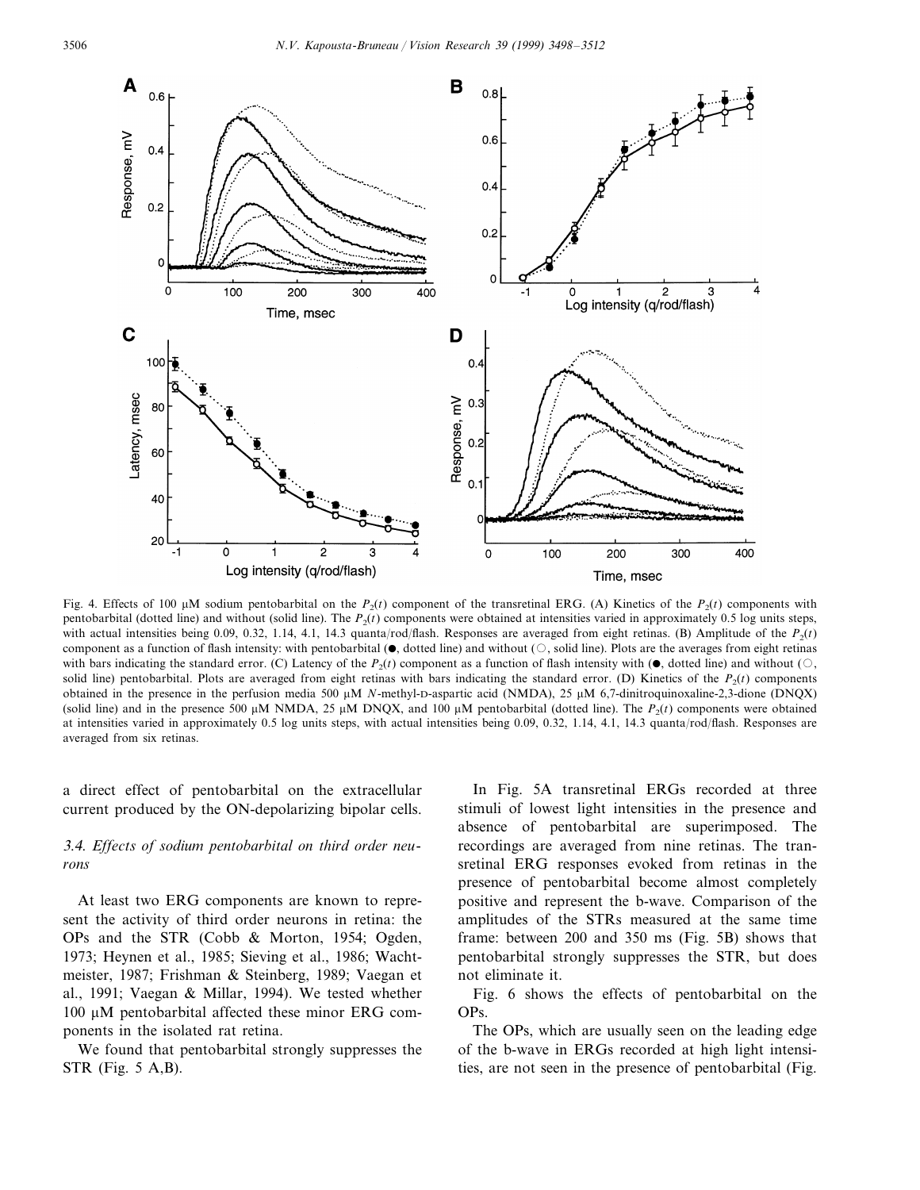Fig. 4. Effects of 100 μM sodium pentobarbital on the $P_2(t)$ component of the transretinal ERG. (A) Kinetics of the $P_2(t)$ components with pentobarbital (dotted line) and without (solid line). The $P_2(t)$ components were obtained at intensities varied in approximately 0.5 log units steps, with actual intensities being 0.09, 0.32, 1.14, 4.1, 14.3 quanta/rod/flash. Responses are averaged from eight retinas. (B) Amplitude of the $P_2(t)$ component as a function of flash intensity: with pentobarbital (●, dotted line) and without (○, solid line). Plots are the averages from eight retinas with bars indicating the standard error. (C) Latency of the $P_2(t)$ component as a function of flash intensity with (●, dotted line) and without (○, solid line) pentobarbital. Plots are averaged from eight retinas with bars indicating the standard error. (D) Kinetics of the $P_2(t)$ components obtained in the presence in the perfusion media 500 μM *N*-methyl-D-aspartic acid (NMDA), 25 μM 6,7-dinitroquinoxaline-2,3-dione (DNQX) (solid line) and in the presence 500 μM NMDA, 25 μM DNQX, and 100 μM pentobarbital (dotted line). The $P_2(t)$ components were obtained at intensities varied in approximately 0.5 log units steps, with actual intensities being 0.09, 0.32, 1.14, 4.1, 14.3 quanta/rod/flash. Responses are averaged from six retinas.

a direct effect of pentobarbital on the extracellular current produced by the ON-depolarizing bipolar cells.

### 3.4. Effects of sodium pentobarbital on third order neurons

At least two ERG components are known to represent the activity of third order neurons in retina: the OPs and the STR (Cobb & Morton, 1954; Ogden, 1973; Heynen et al., 1985; Sieving et al., 1986; Wachtmeister, 1987; Frishman & Steinberg, 1989; Vaegan et al., 1991; Vaegan & Millar, 1994). We tested whether 100 μM pentobarbital affected these minor ERG components in the isolated rat retina.

We found that pentobarbital strongly suppresses the STR (Fig. 5 A,B).

In Fig. 5A transretinal ERGs recorded at three stimuli of lowest light intensities in the presence and absence of pentobarbital are superimposed. The recordings are averaged from nine retinas. The transretinal ERG responses evoked from retinas in the presence of pentobarbital become almost completely positive and represent the b-wave. Comparison of the amplitudes of the STRs measured at the same time frame: between 200 and 350 ms (Fig. 5B) shows that pentobarbital strongly suppresses the STR, but does not eliminate it.

Fig. 6 shows the effects of pentobarbital on the OPs.

The OPs, which are usually seen on the leading edge of the b-wave in ERGs recorded at high light intensities, are not seen in the presence of pentobarbital (Fig.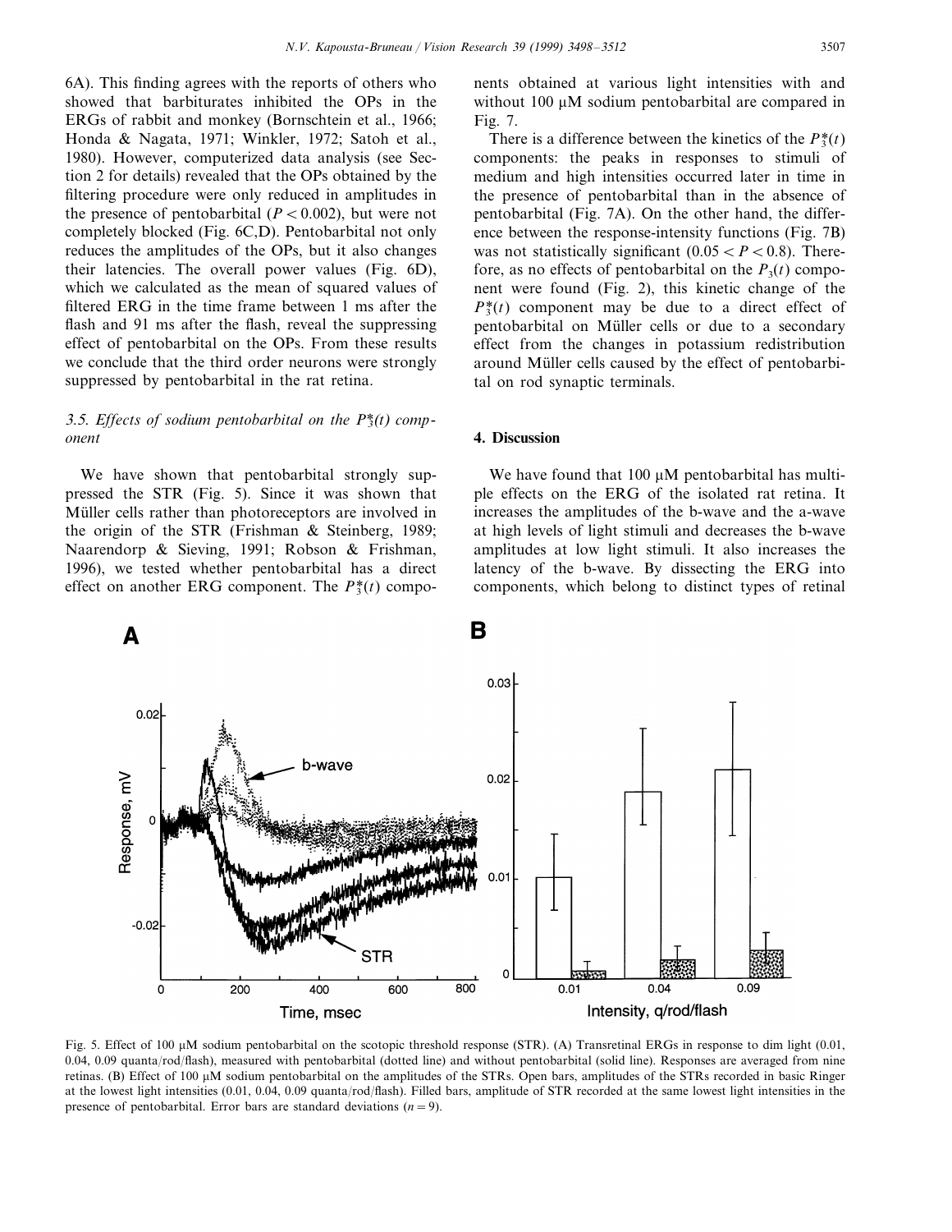6A). This finding agrees with the reports of others who showed that barbiturates inhibited the OPs in the ERGs of rabbit and monkey (Bornschtein et al., 1966; Honda & Nagata, 1971; Winkler, 1972; Satoh et al., 1980). However, computerized data analysis (see Section 2 for details) revealed that the OPs obtained by the filtering procedure were only reduced in amplitudes in the presence of pentobarbital ($P < 0.002$), but were not completely blocked (Fig. 6C,D). Pentobarbital not only reduces the amplitudes of the OPs, but it also changes their latencies. The overall power values (Fig. 6D), which we calculated as the mean of squared values of filtered ERG in the time frame between 1 ms after the flash and 91 ms after the flash, reveal the suppressing effect of pentobarbital on the OPs. From these results we conclude that the third order neurons were strongly suppressed by pentobarbital in the rat retina.

### 3.5. Effects of sodium pentobarbital on the $P_3^*(t)$ component

We have shown that pentobarbital strongly suppressed the STR (Fig. 5). Since it was shown that Müller cells rather than photoreceptors are involved in the origin of the STR (Frishman & Steinberg, 1989; Naarendorp & Sieving, 1991; Robson & Frishman, 1996), we tested whether pentobarbital has a direct effect on another ERG component. The $P_3^*(t)$ components obtained at various light intensities with and without 100 μM sodium pentobarbital are compared in Fig. 7.

There is a difference between the kinetics of the $P_3^*(t)$ components: the peaks in responses to stimuli of medium and high intensities occurred later in time in the presence of pentobarbital than in the absence of pentobarbital (Fig. 7A). On the other hand, the difference between the response-intensity functions (Fig. 7B) was not statistically significant ($0.05 < P < 0.8$). Therefore, as no effects of pentobarbital on the $P_3(t)$ component were found (Fig. 2), this kinetic change of the $P_3^*(t)$ component may be due to a direct effect of pentobarbital on Müller cells or due to a secondary effect from the changes in potassium redistribution around Müller cells caused by the effect of pentobarbital on rod synaptic terminals.

## 4. Discussion

We have found that 100 μM pentobarbital has multiple effects on the ERG of the isolated rat retina. It increases the amplitudes of the b-wave and the a-wave at high levels of light stimuli and decreases the b-wave amplitudes at low light stimuli. It also increases the latency of the b-wave. By dissecting the ERG into components, which belong to distinct types of retinal

Fig. 5. Effect of 100 μM sodium pentobarbital on the scotopic threshold response (STR). (A) Transretinal ERGs in response to dim light (0.01, 0.04, 0.09 quanta/rod/flash), measured with pentobarbital (dotted line) and without pentobarbital (solid line). Responses are averaged from nine retinas. (B) Effect of 100 μM sodium pentobarbital on the amplitudes of the STRs. Open bars, amplitudes of the STRs recorded in basic Ringer at the lowest light intensities (0.01, 0.04, 0.09 quanta/rod/flash). Filled bars, amplitude of STR recorded at the same lowest light intensities in the presence of pentobarbital. Error bars are standard deviations ($n = 9$).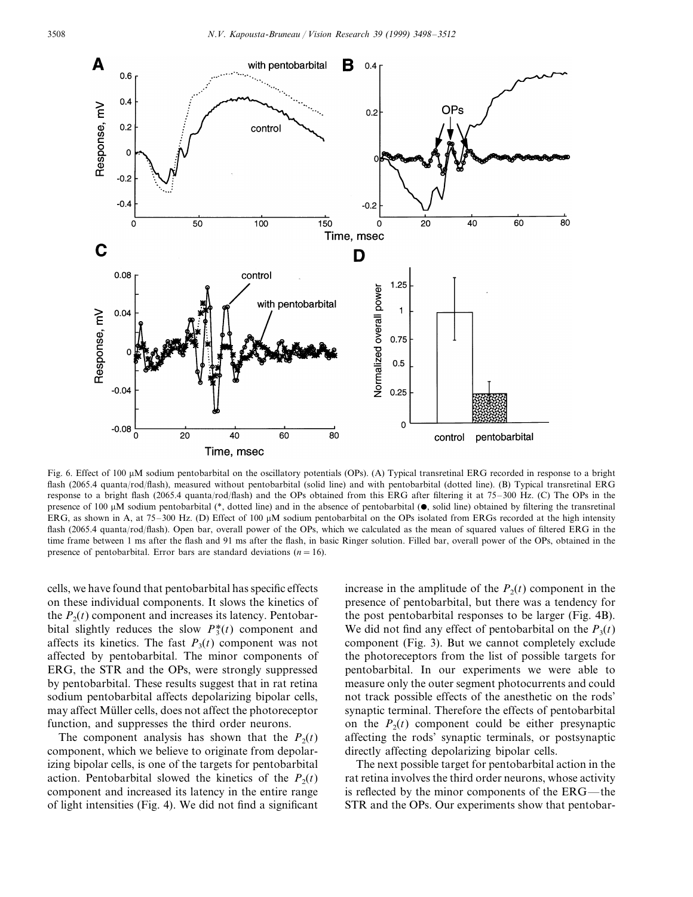Fig. 6. Effect of 100 μM sodium pentobarbital on the oscillatory potentials (OPs). (A) Typical transretinal ERG recorded in response to a bright flash (2065.4 quanta/rod/flash), measured without pentobarbital (solid line) and with pentobarbital (dotted line). (B) Typical transretinal ERG response to a bright flash (2065.4 quanta/rod/flash) and the OPs obtained from this ERG after filtering it at 75–300 Hz. (C) The OPs in the presence of 100 μM sodium pentobarbital (*, dotted line) and in the absence of pentobarbital (●, solid line) obtained by filtering the transretinal ERG, as shown in A, at 75–300 Hz. (D) Effect of 100 μM sodium pentobarbital on the OPs isolated from ERGs recorded at the high intensity flash (2065.4 quanta/rod/flash). Open bar, overall power of the OPs, which we calculated as the mean of squared values of filtered ERG in the time frame between 1 ms after the flash and 91 ms after the flash, in basic Ringer solution. Filled bar, overall power of the OPs, obtained in the presence of pentobarbital. Error bars are standard deviations ($n = 16$).

cells, we have found that pentobarbital has specific effects on these individual components. It slows the kinetics of the $P_2(t)$ component and increases its latency. Pentobarbital slightly reduces the slow $P_3^*(t)$ component and affects its kinetics. The fast $P_3(t)$ component was not affected by pentobarbital. The minor components of ERG, the STR and the OPs, were strongly suppressed by pentobarbital. These results suggest that in rat retina sodium pentobarbital affects depolarizing bipolar cells, may affect Müller cells, does not affect the photoreceptor function, and suppresses the third order neurons.

The component analysis has shown that the $P_2(t)$ component, which we believe to originate from depolarizing bipolar cells, is one of the targets for pentobarbital action. Pentobarbital slowed the kinetics of the $P_2(t)$ component and increased its latency in the entire range of light intensities (Fig. 4). We did not find a significant increase in the amplitude of the $P_2(t)$ component in the presence of pentobarbital, but there was a tendency for the post pentobarbital responses to be larger (Fig. 4B). We did not find any effect of pentobarbital on the $P_3(t)$ component (Fig. 3). But we cannot completely exclude the photoreceptors from the list of possible targets for pentobarbital. In our experiments we were able to measure only the outer segment photocurrents and could not track possible effects of the anesthetic on the rods' synaptic terminal. Therefore the effects of pentobarbital on the $P_2(t)$ component could be either presynaptic affecting the rods' synaptic terminals, or postsynaptic directly affecting depolarizing bipolar cells.

The next possible target for pentobarbital action in the rat retina involves the third order neurons, whose activity is reflected by the minor components of the ERG—the STR and the OPs. Our experiments show that pentobar-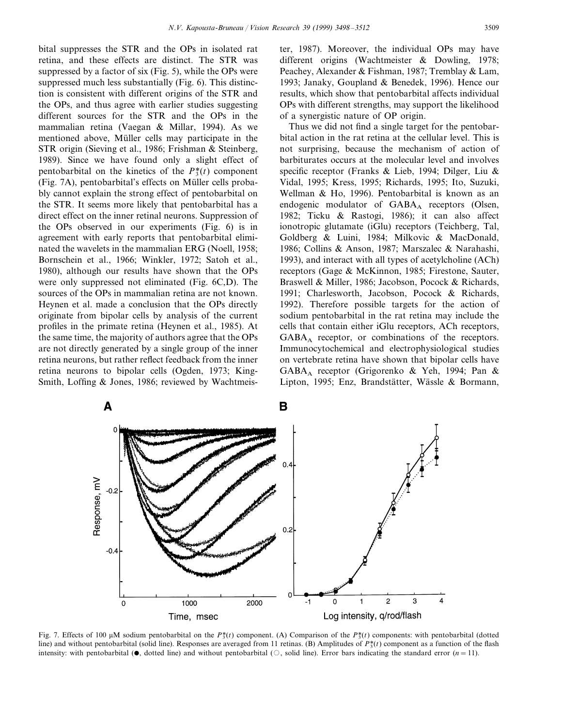bital suppresses the STR and the OPs in isolated rat retina, and these effects are distinct. The STR was suppressed by a factor of six (Fig. 5), while the OPs were suppressed much less substantially (Fig. 6). This distinction is consistent with different origins of the STR and the OPs, and thus agree with earlier studies suggesting different sources for the STR and the OPs in the mammalian retina (Vaegan & Millar, 1994). As we mentioned above, Müller cells may participate in the STR origin (Sieving et al., 1986; Frishman & Steinberg, 1989). Since we have found only a slight effect of pentobarbital on the kinetics of the $P_3^*(t)$ component (Fig. 7A), pentobarbital's effects on Müller cells probably cannot explain the strong effect of pentobarbital on the STR. It seems more likely that pentobarbital has a direct effect on the inner retinal neurons. Suppression of the OPs observed in our experiments (Fig. 6) is in agreement with early reports that pentobarbital eliminated the wavelets in the mammalian ERG (Noell, 1958; Bornschein et al., 1966; Winkler, 1972; Satoh et al., 1980), although our results have shown that the OPs were only suppressed not eliminated (Fig. 6C,D). The sources of the OPs in mammalian retina are not known. Heynen et al. made a conclusion that the OPs directly originate from bipolar cells by analysis of the current profiles in the primate retina (Heynen et al., 1985). At the same time, the majority of authors agree that the OPs are not directly generated by a single group of the inner retina neurons, but rather reflect feedback from the inner retina neurons to bipolar cells (Ogden, 1973; King-Smith, Loffing & Jones, 1986; reviewed by Wachtmeister, 1987). Moreover, the individual OPs may have different origins (Wachtmeister & Dowling, 1978; Peachey, Alexander & Fishman, 1987; Tremblay & Lam, 1993; Janaky, Goupland & Benedek, 1996). Hence our results, which show that pentobarbital affects individual OPs with different strengths, may support the likelihood of a synergistic nature of OP origin.

Thus we did not find a single target for the pentobarbital action in the rat retina at the cellular level. This is not surprising, because the mechanism of action of barbiturates occurs at the molecular level and involves specific receptor (Franks & Lieb, 1994; Dilger, Liu & Vidal, 1995; Kress, 1995; Richards, 1995; Ito, Suzuki, Wellman & Ho, 1996). Pentobarbital is known as an endogenic modulator of $GABA_A$ receptors (Olsen, 1982; Ticku & Rastogi, 1986); it can also affect ionotropic glutamate (iGlu) receptors (Teichberg, Tal, Goldberg & Luini, 1984; Milkovic & MacDonald, 1986; Collins & Anson, 1987; Marszalec & Narahashi, 1993), and interact with all types of acetylcholine (ACh) receptors (Gage & McKinnon, 1985; Firestone, Sauter, Braswell & Miller, 1986; Jacobson, Pocock & Richards, 1991; Charlesworth, Jacobson, Pocock & Richards, 1992). Therefore possible targets for the action of sodium pentobarbital in the rat retina may include the cells that contain either iGlu receptors, ACh receptors, $GABA_A$ receptor, or combinations of the receptors. Immunocytochemical and electrophysiological studies on vertebrate retina have shown that bipolar cells have $GABA_A$ receptor (Grigorenko & Yeh, 1994; Pan & Lipton, 1995; Enz, Brandstätter, Wässle & Bormann,

Fig. 7. Effects of 100 μM sodium pentobarbital on the $P_3^*(t)$ component. (A) Comparison of the $P_3^*(t)$ components: with pentobarbital (dotted line) and without pentobarbital (solid line). Responses are averaged from 11 retinas. (B) Amplitudes of $P_3^*(t)$ component as a function of the flash intensity: with pentobarbital (●, dotted line) and without pentobarbital (○, solid line). Error bars indicating the standard error ($n = 11$).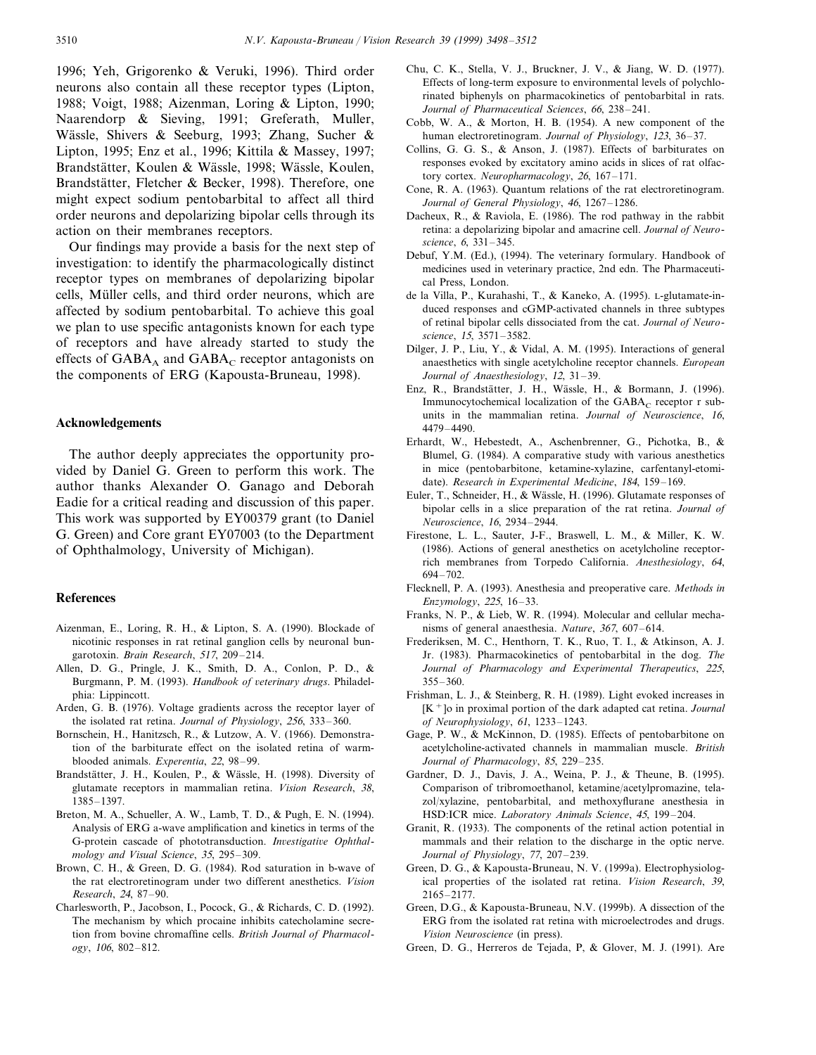1996; Yeh, Grigorenko & Veruki, 1996). Third order neurons also contain all these receptor types (Lipton, 1988; Voigt, 1988; Aizenman, Loring & Lipton, 1990; Naarendorp & Sieving, 1991; Greferath, Muller, Wässle, Shivers & Seeburg, 1993; Zhang, Sucher & Lipton, 1995; Enz et al., 1996; Kittila & Massey, 1997; Brandstätter, Koulen & Wässle, 1998; Wässle, Koulen, Brandstätter, Fletcher & Becker, 1998). Therefore, one might expect sodium pentobarbital to affect all third order neurons and depolarizing bipolar cells through its action on their membranes receptors.

Our findings may provide a basis for the next step of investigation: to identify the pharmacologically distinct receptor types on membranes of depolarizing bipolar cells, Müller cells, and third order neurons, which are affected by sodium pentobarbital. To achieve this goal we plan to use specific antagonists known for each type of receptors and have already started to study the effects of $GABA_A$ and $GABA_C$ receptor antagonists on the components of ERG (Kapousta-Bruneau, 1998).

## Acknowledgements

The author deeply appreciates the opportunity provided by Daniel G. Green to perform this work. The author thanks Alexander O. Ganago and Deborah Eadie for a critical reading and discussion of this paper. This work was supported by EY00379 grant (to Daniel G. Green) and Core grant EY07003 (to the Department of Ophthalmology, University of Michigan).

## References

Aizenman, E., Loring, R. H., & Lipton, S. A. (1990). Blockade of nicotinic responses in rat retinal ganglion cells by neuronal bungarotoxin. *Brain Research*, *517*, 209–214.

Allen, D. G., Pringle, J. K., Smith, D. A., Conlon, P. D., & Burgmann, P. M. (1993). *Handbook of veterinary drugs*. Philadelphia: Lippincott.

Arden, G. B. (1976). Voltage gradients across the receptor layer of the isolated rat retina. *Journal of Physiology*, *256*, 333–360.

Bornschein, H., Hanitzsch, R., & Lutzow, A. V. (1966). Demonstration of the barbiturate effect on the isolated retina of warm-blooded animals. *Experientia*, *22*, 98–99.

Brandstätter, J. H., Koulen, P., & Wässle, H. (1998). Diversity of glutamate receptors in mammalian retina. *Vision Research*, *38*, 1385–1397.

Breton, M. A., Schueller, A. W., Lamb, T. D., & Pugh, E. N. (1994). Analysis of ERG a-wave amplification and kinetics in terms of the G-protein cascade of phototransduction. *Investigative Ophthalmology and Visual Science*, *35*, 295–309.

Brown, C. H., & Green, D. G. (1984). Rod saturation in b-wave of the rat electroretinogram under two different anesthetics. *Vision Research*, *24*, 87–90.

Charlesworth, P., Jacobson, I., Pocock, G., & Richards, C. D. (1992). The mechanism by which procaine inhibits catecholamine secretion from bovine chromaffine cells. *British Journal of Pharmacology*, *106*, 802–812.

Chu, C. K., Stella, V. J., Bruckner, J. V., & Jiang, W. D. (1977). Effects of long-term exposure to environmental levels of polychlorinated biphenyls on pharmacokinetics of pentobarbital in rats. *Journal of Pharmaceutical Sciences*, *66*, 238–241.

Cobb, W. A., & Morton, H. B. (1954). A new component of the human electroretinogram. *Journal of Physiology*, *123*, 36–37.

Collins, G. G. S., & Anson, J. (1987). Effects of barbiturates on responses evoked by excitatory amino acids in slices of rat olfactory cortex. *Neuropharmacology*, *26*, 167–171.

Cone, R. A. (1963). Quantum relations of the rat electroretinogram. *Journal of General Physiology*, *46*, 1267–1286.

Dacheux, R., & Raviola, E. (1986). The rod pathway in the rabbit retina: a depolarizing bipolar and amacrine cell. *Journal of Neuroscience*, *6*, 331–345.

Debuf, Y.M. (Ed.), (1994). The veterinary formulary. Handbook of medicines used in veterinary practice, 2nd edn. The Pharmaceutical Press, London.

de la Villa, P., Kurahashi, T., & Kaneko, A. (1995). L-glutamate-induced responses and cGMP-activated channels in three subtypes of retinal bipolar cells dissociated from the cat. *Journal of Neuroscience*, *15*, 3571–3582.

Dilger, J. P., Liu, Y., & Vidal, A. M. (1995). Interactions of general anaesthetics with single acetylcholine receptor channels. *European Journal of Anaesthesiology*, *12*, 31–39.

Enz, R., Brandstätter, J. H., Wässle, H., & Bormann, J. (1996). Immunocytochemical localization of the $GABA_C$ receptor r subunits in the mammalian retina. *Journal of Neuroscience*, *16*, 4479–4490.

Erhardt, W., Hebestedt, A., Aschenbrenner, G., Pichotka, B., & Blumel, G. (1984). A comparative study with various anesthetics in mice (pentobarbitone, ketamine-xylazine, carfentanyl-etomidate). *Research in Experimental Medicine*, *184*, 159–169.

Euler, T., Schneider, H., & Wässle, H. (1996). Glutamate responses of bipolar cells in a slice preparation of the rat retina. *Journal of Neuroscience*, *16*, 2934–2944.

Firestone, L. L., Sauter, J-F., Braswell, L. M., & Miller, K. W. (1986). Actions of general anesthetics on acetylcholine receptor-rich membranes from Torpedo California. *Anesthesiology*, *64*, 694–702.

Flecknell, P. A. (1993). Anesthesia and preoperative care. *Methods in Enzymology*, *225*, 16–33.

Franks, N. P., & Lieb, W. R. (1994). Molecular and cellular mechanisms of general anaesthesia. *Nature*, *367*, 607–614.

Frederiksen, M. C., Henthorn, T. K., Ruo, T. I., & Atkinson, A. J. Jr. (1983). Pharmacokinetics of pentobarbital in the dog. *The Journal of Pharmacology and Experimental Therapeutics*, *225*, 355–360.

Frishman, L. J., & Steinberg, R. H. (1989). Light evoked increases in $[K^+]$o in proximal portion of the dark adapted cat retina. *Journal of Neurophysiology*, *61*, 1233–1243.

Gage, P. W., & McKinnon, D. (1985). Effects of pentobarbitone on acetylcholine-activated channels in mammalian muscle. *British Journal of Pharmacology*, *85*, 229–235.

Gardner, D. J., Davis, J. A., Weina, P. J., & Theune, B. (1995). Comparison of tribromoethanol, ketamine/acetylpromazine, telazol/xylazine, pentobarbital, and methoxyflurane anesthesia in HSD:ICR mice. *Laboratory Animals Science*, *45*, 199–204.

Granit, R. (1933). The components of the retinal action potential in mammals and their relation to the discharge in the optic nerve. *Journal of Physiology*, *77*, 207–239.

Green, D. G., & Kapousta-Bruneau, N. V. (1999a). Electrophysiological properties of the isolated rat retina. *Vision Research*, *39*, 2165–2177.

Green, D.G., & Kapousta-Bruneau, N.V. (1999b). A dissection of the ERG from the isolated rat retina with microelectrodes and drugs. *Vision Neuroscience* (in press).

Green, D. G., Herreros de Tejada, P, & Glover, M. J. (1991). Are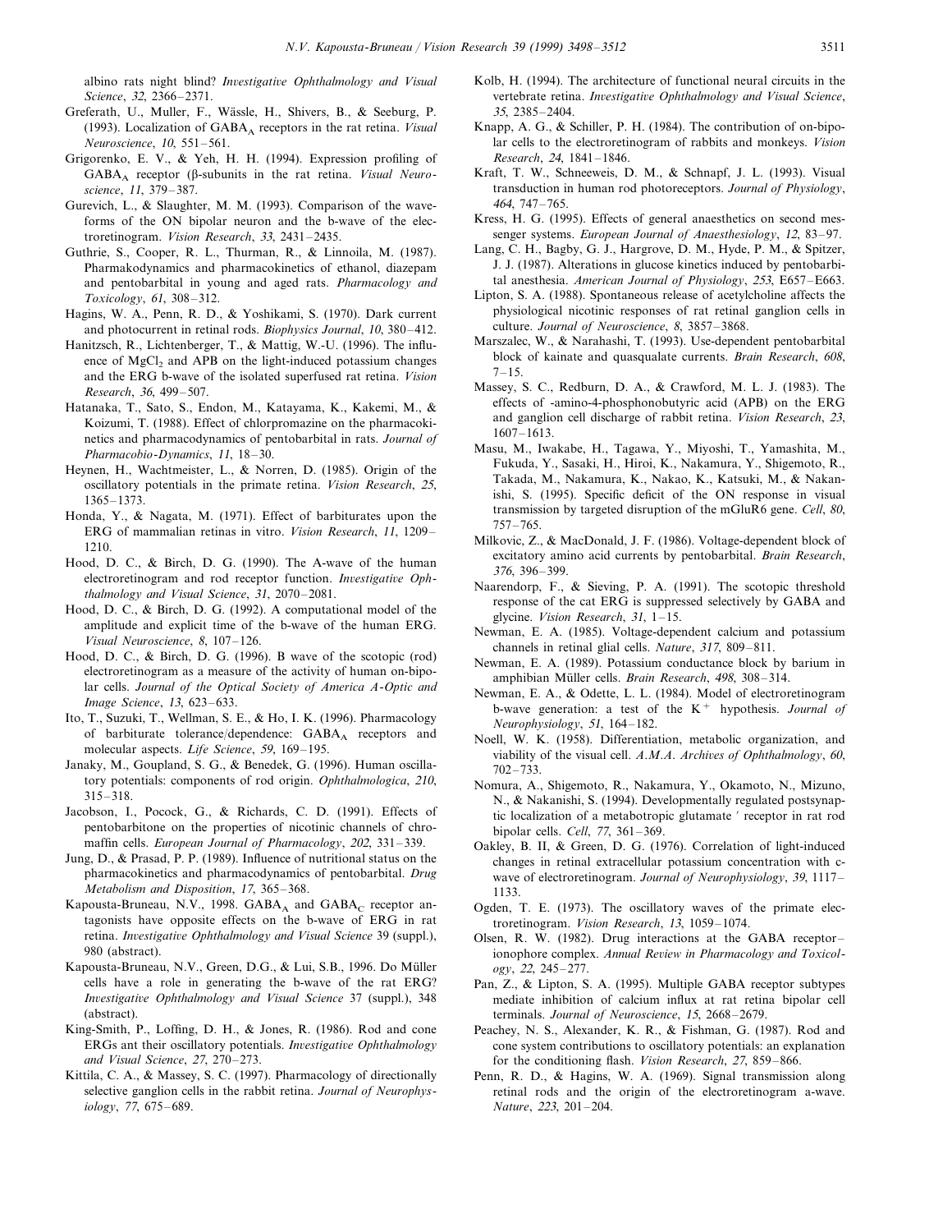albino rats night blind? *Investigative Ophthalmology and Visual Science*, *32*, 2366–2371.

Greferath, U., Muller, F., Wässle, H., Shivers, B., & Seeburg, P. (1993). Localization of $GABA_A$ receptors in the rat retina. *Visual Neuroscience*, *10*, 551–561.

Grigorenko, E. V., & Yeh, H. H. (1994). Expression profiling of $GABA_A$ receptor (β-subunits in the rat retina. *Visual Neuroscience*, *11*, 379–387.

Gurevich, L., & Slaughter, M. M. (1993). Comparison of the waveforms of the ON bipolar neuron and the b-wave of the electroretinogram. *Vision Research*, *33*, 2431–2435.

Guthrie, S., Cooper, R. L., Thurman, R., & Linnoila, M. (1987). Pharmakodynamics and pharmacokinetics of ethanol, diazepam and pentobarbital in young and aged rats. *Pharmacology and Toxicology*, *61*, 308–312.

Hagins, W. A., Penn, R. D., & Yoshikami, S. (1970). Dark current and photocurrent in retinal rods. *Biophysics Journal*, *10*, 380–412.

Hanitzsch, R., Lichtenberger, T., & Mattig, W.-U. (1996). The influence of $MgCl_2$ and APB on the light-induced potassium changes and the ERG b-wave of the isolated superfused rat retina. *Vision Research*, *36*, 499–507.

Hatanaka, T., Sato, S., Endon, M., Katayama, K., Kakemi, M., & Koizumi, T. (1988). Effect of chlorpromazine on the pharmacokinetics and pharmacodynamics of pentobarbital in rats. *Journal of Pharmacobio-Dynamics*, *11*, 18–30.

Heynen, H., Wachtmeister, L., & Norren, D. (1985). Origin of the oscillatory potentials in the primate retina. *Vision Research*, *25*, 1365–1373.

Honda, Y., & Nagata, M. (1971). Effect of barbiturates upon the ERG of mammalian retinas in vitro. *Vision Research*, *11*, 1209–1210.

Hood, D. C., & Birch, D. G. (1990). The A-wave of the human electroretinogram and rod receptor function. *Investigative Ophthalmology and Visual Science*, *31*, 2070–2081.

Hood, D. C., & Birch, D. G. (1992). A computational model of the amplitude and implicit time of the b-wave of the human ERG. *Visual Neuroscience*, *8*, 107–126.

Hood, D. C., & Birch, D. G. (1996). B wave of the scotopic (rod) electroretinogram as a measure of the activity of human on-bipolar cells. *Journal of the Optical Society of America A-Optic and Image Science*, *13*, 623–633.

Ito, T., Suzuki, T., Wellman, S. E., & Ho, I. K. (1996). Pharmacology of barbiturate tolerance/dependence: $GABA_A$ receptors and molecular aspects. *Life Science*, *59*, 169–195.

Janaky, M., Goupland, S. G., & Benedek, G. (1996). Human oscillatory potentials: components of rod origin. *Ophthalmologica*, *210*, 315–318.

Jacobson, I., Pocock, G., & Richards, C. D. (1991). Effects of pentobarbitone on the properties of nicotinic channels of chromaffin cells. *European Journal of Pharmacology*, *202*, 331–339.

Jung, D., & Prasad, P. P. (1989). Influence of nutritional status on the pharmacokinetics and pharmacodynamics of pentobarbital. *Drug Metabolism and Disposition*, *17*, 365–368.

Kapousta-Bruneau, N.V., 1998. $GABA_A$ and $GABA_C$ receptor antagonists have opposite effects on the b-wave of ERG in rat retina. *Investigative Ophthalmology and Visual Science* 39 (suppl.), 980 (abstract).

Kapousta-Bruneau, N.V., Green, D.G., & Lui, S.B., 1996. Do Müller cells have a role in generating the b-wave of the rat ERG? *Investigative Ophthalmology and Visual Science* 37 (suppl.), 348 (abstract).

King-Smith, P., Loffing, D. H., & Jones, R. (1986). Rod and cone ERGs ant their oscillatory potentials. *Investigative Ophthalmology and Visual Science*, *27*, 270–273.

Kittila, C. A., & Massey, S. C. (1997). Pharmacology of directionally selective ganglion cells in the rabbit retina. *Journal of Neurophysiology*, *77*, 675–689.

Kolb, H. (1994). The architecture of functional neural circuits in the vertebrate retina. *Investigative Ophthalmology and Visual Science*, *35*, 2385–2404.

Knapp, A. G., & Schiller, P. H. (1984). The contribution of on-bipolar cells to the electroretinogram of rabbits and monkeys. *Vision Research*, *24*, 1841–1846.

Kraft, T. W., Schneeweis, D. M., & Schnapf, J. L. (1993). Visual transduction in human rod photoreceptors. *Journal of Physiology*, *464*, 747–765.

Kress, H. G. (1995). Effects of general anaesthetics on second messenger systems. *European Journal of Anaesthesiology*, *12*, 83–97.

Lang, C. H., Bagby, G. J., Hargrove, D. M., Hyde, P. M., & Spitzer, J. J. (1987). Alterations in glucose kinetics induced by pentobarbital anesthesia. *American Journal of Physiology*, *253*, E657–E663.

Lipton, S. A. (1988). Spontaneous release of acetylcholine affects the physiological nicotinic responses of rat retinal ganglion cells in culture. *Journal of Neuroscience*, *8*, 3857–3868.

Marszalec, W., & Narahashi, T. (1993). Use-dependent pentobarbital block of kainate and quasqualate currents. *Brain Research*, *608*, 7–15.

Massey, S. C., Redburn, D. A., & Crawford, M. L. J. (1983). The effects of -amino-4-phosphonobutyric acid (APB) on the ERG and ganglion cell discharge of rabbit retina. *Vision Research*, *23*, 1607–1613.

Masu, M., Iwakabe, H., Tagawa, Y., Miyoshi, T., Yamashita, M., Fukuda, Y., Sasaki, H., Hiroi, K., Nakamura, Y., Shigemoto, R., Takada, M., Nakamura, K., Nakao, K., Katsuki, M., & Nakanishi, S. (1995). Specific deficit of the ON response in visual transmission by targeted disruption of the mGluR6 gene. *Cell*, *80*, 757–765.

Milkovic, Z., & MacDonald, J. F. (1986). Voltage-dependent block of excitatory amino acid currents by pentobarbital. *Brain Research*, *376*, 396–399.

Naarendorp, F., & Sieving, P. A. (1991). The scotopic threshold response of the cat ERG is suppressed selectively by GABA and glycine. *Vision Research*, *31*, 1–15.

Newman, E. A. (1985). Voltage-dependent calcium and potassium channels in retinal glial cells. *Nature*, *317*, 809–811.

Newman, E. A. (1989). Potassium conductance block by barium in amphibian Müller cells. *Brain Research*, *498*, 308–314.

Newman, E. A., & Odette, L. L. (1984). Model of electroretinogram b-wave generation: a test of the $K^+$ hypothesis. *Journal of Neurophysiology*, *51*, 164–182.

Noell, W. K. (1958). Differentiation, metabolic organization, and viability of the visual cell. *A.M.A. Archives of Ophthalmology*, *60*, 702–733.

Nomura, A., Shigemoto, R., Nakamura, Y., Okamoto, N., Mizuno, N., & Nakanishi, S. (1994). Developmentally regulated postsynaptic localization of a metabotropic glutamate ′ receptor in rat rod bipolar cells. *Cell*, *77*, 361–369.

Oakley, B. II, & Green, D. G. (1976). Correlation of light-induced changes in retinal extracellular potassium concentration with c-wave of electroretinogram. *Journal of Neurophysiology*, *39*, 1117–1133.

Ogden, T. E. (1973). The oscillatory waves of the primate electroretinogram. *Vision Research*, *13*, 1059–1074.

Olsen, R. W. (1982). Drug interactions at the GABA receptor–ionophore complex. *Annual Review in Pharmacology and Toxicology*, *22*, 245–277.

Pan, Z., & Lipton, S. A. (1995). Multiple GABA receptor subtypes mediate inhibition of calcium influx at rat retina bipolar cell terminals. *Journal of Neuroscience*, *15*, 2668–2679.

Peachey, N. S., Alexander, K. R., & Fishman, G. (1987). Rod and cone system contributions to oscillatory potentials: an explanation for the conditioning flash. *Vision Research*, *27*, 859–866.

Penn, R. D., & Hagins, W. A. (1969). Signal transmission along retinal rods and the origin of the electroretinogram a-wave. *Nature*, *223*, 201–204.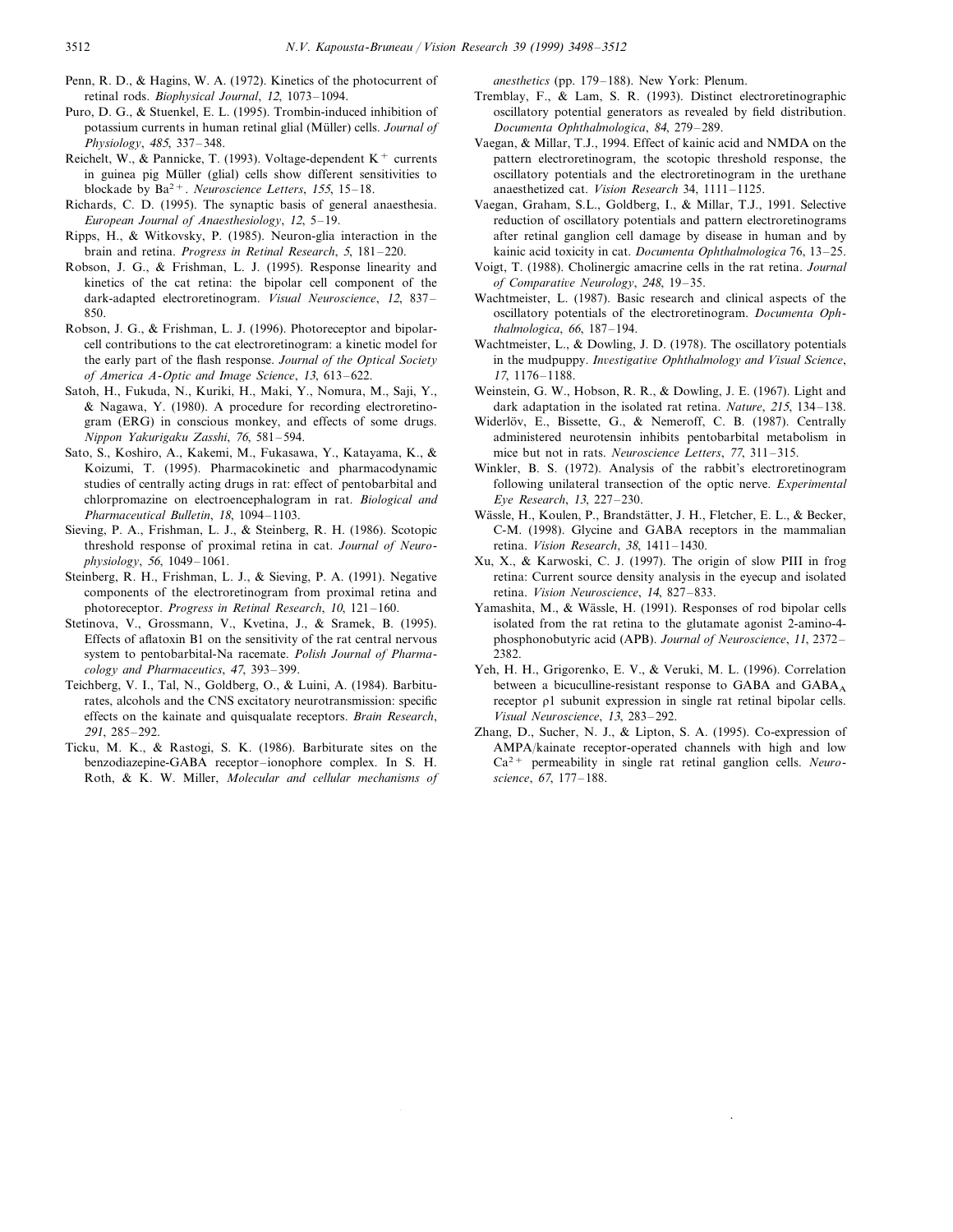Penn, R. D., & Hagins, W. A. (1972). Kinetics of the photocurrent of retinal rods. *Biophysical Journal*, *12*, 1073–1094.

Puro, D. G., & Stuenkel, E. L. (1995). Trombin-induced inhibition of potassium currents in human retinal glial (Müller) cells. *Journal of Physiology*, *485*, 337–348.

Reichelt, W., & Pannicke, T. (1993). Voltage-dependent $K^+$ currents in guinea pig Müller (glial) cells show different sensitivities to blockade by $Ba^{2+}$. *Neuroscience Letters*, *155*, 15–18.

Richards, C. D. (1995). The synaptic basis of general anaesthesia. *European Journal of Anaesthesiology*, *12*, 5–19.

Ripps, H., & Witkovsky, P. (1985). Neuron-glia interaction in the brain and retina. *Progress in Retinal Research*, *5*, 181–220.

Robson, J. G., & Frishman, L. J. (1995). Response linearity and kinetics of the cat retina: the bipolar cell component of the dark-adapted electroretinogram. *Visual Neuroscience*, *12*, 837–850.

Robson, J. G., & Frishman, L. J. (1996). Photoreceptor and bipolar-cell contributions to the cat electroretinogram: a kinetic model for the early part of the flash response. *Journal of the Optical Science of America A-Optic and Image Science*, *13*, 613–622.

Satoh, H., Fukuda, N., Kuriki, H., Maki, Y., Nomura, M., Saji, Y., & Nagawa, Y. (1980). A procedure for recording electroretinogram (ERG) in conscious monkey, and effects of some drugs. *Nippon Yakurigaku Zasshi*, *76*, 581–594.

Sato, S., Koshiro, A., Kakemi, M., Fukasawa, Y., Katayama, K., & Koizumi, T. (1995). Pharmacokinetic and pharmacodynamic studies of centrally acting drugs in rat: effect of pentobarbital and chlorpromazine on electroencephalogram in rat. *Biological and Pharmaceutical Bulletin*, *18*, 1094–1103.

Sieving, P. A., Frishman, L. J., & Steinberg, R. H. (1986). Scotopic threshold response of proximal retina in cat. *Journal of Neurophysiology*, *56*, 1049–1061.

Steinberg, R. H., Frishman, L. J., & Sieving, P. A. (1991). Negative components of the electroretinogram from proximal retina and photoreceptor. *Progress in Retinal Research*, *10*, 121–160.

Stetinova, V., Grossmann, V., Kvetina, J., & Sramek, B. (1995). Effects of aflatoxin B1 on the sensitivity of the rat central nervous system to pentobarbital-Na racemate. *Polish Journal of Pharmacology and Pharmaceutics*, *47*, 393–399.

Teichberg, V. I., Tal, N., Goldberg, O., & Luini, A. (1984). Barbiturates, alcohols and the CNS excitatory neurotransmission: specific effects on the kainate and quisqualate receptors. *Brain Research*, *291*, 285–292.

Ticku, M. K., & Rastogi, S. K. (1986). Barbiturate sites on the benzodiazepine-GABA receptor–ionophore complex. In S. H. Roth, & K. W. Miller, *Molecular and cellular mechanisms of anesthetics* (pp. 179–188). New York: Plenum.

Tremblay, F., & Lam, S. R. (1993). Distinct electroretinographic oscillatory potential generators as revealed by field distribution. *Documenta Ophthalmologica*, *84*, 279–289.

Vaegan, & Millar, T.J., 1994. Effect of kainic acid and NMDA on the pattern electroretinogram, the scotopic threshold response, the oscillatory potentials and the electroretinogram in the urethane anaesthetized cat. *Vision Research* 34, 1111–1125.

Vaegan, Graham, S.L., Goldberg, I., & Millar, T.J., 1991. Selective reduction of oscillatory potentials and pattern electroretinograms after retinal ganglion cell damage by disease in human and by kainic acid toxicity in cat. *Documenta Ophthalmologica* 76, 13–25.

Voigt, T. (1988). Cholinergic amacrine cells in the rat retina. *Journal of Comparative Neurology*, *248*, 19–35.

Wachtmeister, L. (1987). Basic research and clinical aspects of the oscillatory potentials of the electroretinogram. *Documenta Ophthalmologica*, *66*, 187–194.

Wachtmeister, L., & Dowling, J. D. (1978). The oscillatory potentials in the mudpuppy. *Investigative Ophthalmology and Visual Science*, *17*, 1176–1188.

Weinstein, G. W., Hobson, R. R., & Dowling, J. E. (1967). Light and dark adaptation in the isolated rat retina. *Nature*, *215*, 134–138.

Widerlöv, E., Bissette, G., & Nemeroff, C. B. (1987). Centrally administered neurotensin inhibits pentobarbital metabolism in mice but not in rats. *Neuroscience Letters*, *77*, 311–315.

Winkler, B. S. (1972). Analysis of the rabbit's electroretinogram following unilateral transection of the optic nerve. *Experimental Eye Research*, *13*, 227–230.

Wässle, H., Koulen, P., Brandstätter, J. H., Fletcher, E. L., & Becker, C-M. (1998). Glycine and GABA receptors in the mammalian retina. *Vision Research*, *38*, 1411–1430.

Xu, X., & Karwoski, C. J. (1997). The origin of slow PIII in frog retina: Current source density analysis in the eyecup and isolated retina. *Vision Neuroscience*, *14*, 827–833.

Yamashita, M., & Wässle, H. (1991). Responses of rod bipolar cells isolated from the rat retina to the glutamate agonist 2-amino-4-phosphonobutyric acid (APB). *Journal of Neuroscience*, *11*, 2372–2382.

Yeh, H. H., Grigorenko, E. V., & Veruki, M. L. (1996). Correlation between a bicuculline-resistant response to GABA and $GABA_A$ receptor ρ1 subunit expression in single rat retinal bipolar cells. *Visual Neuroscience*, *13*, 283–292.

Zhang, D., Sucher, N. J., & Lipton, S. A. (1995). Co-expression of AMPA/kainate receptor-operated channels with high and low $Ca^{2+}$ permeability in single rat retinal ganglion cells. *Neuroscience*, *67*, 177–188.